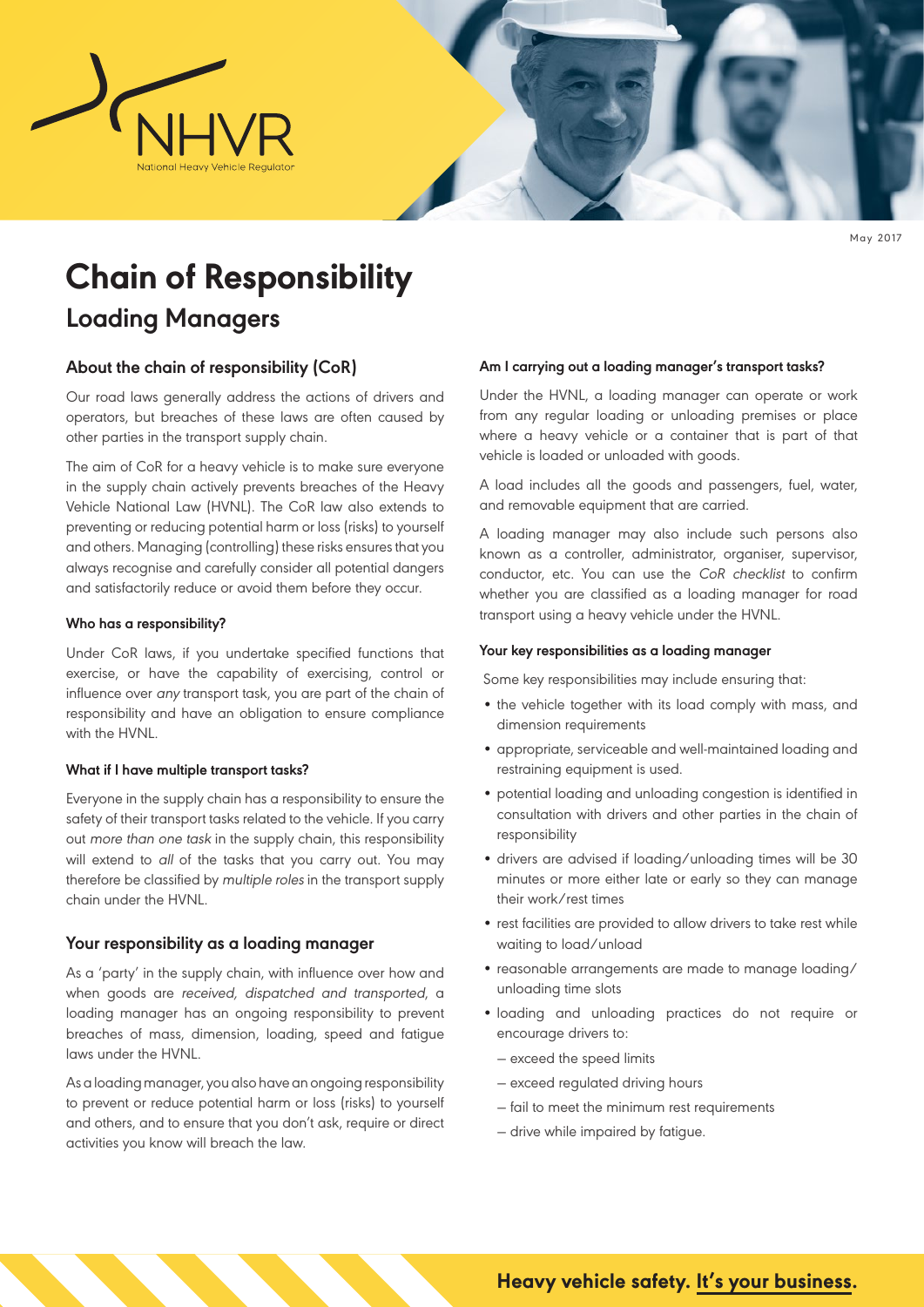NHVR

National Heavy Vehicle Regulator

May 2017

# Chain of Responsibility

## Loading Managers

### About the chain of responsibility (CoR)

Our road laws generally address the actions of drivers and operators, but breaches of these laws are often caused by other parties in the transport supply chain.

The aim of CoR for a heavy vehicle is to make sure everyone in the supply chain actively prevents breaches of the Heavy Vehicle National Law (HVNL). The CoR law also extends to preventing or reducing potential harm or loss (risks) to yourself and others. Managing (controlling) these risks ensures that you always recognise and carefully consider all potential dangers and satisfactorily reduce or avoid them before they occur.

#### Who has a responsibility?

Under CoR laws, if you undertake specified functions that exercise, or have the capability of exercising, control or influence over *any* transport task, you are part of the chain of responsibility and have an obligation to ensure compliance with the HVNL.

#### What if I have multiple transport tasks?

Everyone in the supply chain has a responsibility to ensure the safety of their transport tasks related to the vehicle. If you carry out *more than one task* in the supply chain, this responsibility will extend to *all* of the tasks that you carry out. You may therefore be classified by *multiple roles* in the transport supply chain under the HVNL.

### Your responsibility as a loading manager

As a 'party' in the supply chain, with influence over how and when goods are *received, dispatched and transported*, a loading manager has an ongoing responsibility to prevent breaches of mass, dimension, loading, speed and fatigue laws under the HVNL.

As a loading manager, you also have an ongoing responsibility to prevent or reduce potential harm or loss (risks) to yourself and others, and to ensure that you don't ask, require or direct activities you know will breach the law.

#### Am I carrying out a loading manager's transport tasks?

Under the HVNL, a loading manager can operate or work from any regular loading or unloading premises or place where a heavy vehicle or a container that is part of that vehicle is loaded or unloaded with goods.

A load includes all the goods and passengers, fuel, water, and removable equipment that are carried.

A loading manager may also include such persons also known as a controller, administrator, organiser, supervisor, conductor, etc. You can use the *CoR checklist* to confirm whether you are classified as a loading manager for road transport using a heavy vehicle under the HVNL.

#### Your key responsibilities as a loading manager

Some key responsibilities may include ensuring that:

- the vehicle together with its load comply with mass, and dimension requirements
- appropriate, serviceable and well-maintained loading and restraining equipment is used.
- potential loading and unloading congestion is identified in consultation with drivers and other parties in the chain of responsibility
- drivers are advised if loading/unloading times will be 30 minutes or more either late or early so they can manage their work/rest times
- rest facilities are provided to allow drivers to take rest while waiting to load/unload
- reasonable arrangements are made to manage loading/unloading time slots
- loading and unloading practices do not require or encourage drivers to:
  - exceed the speed limits
  - exceed regulated driving hours
  - fail to meet the minimum rest requirements
  - drive while impaired by fatigue.

**Heavy vehicle safety. It's your business.**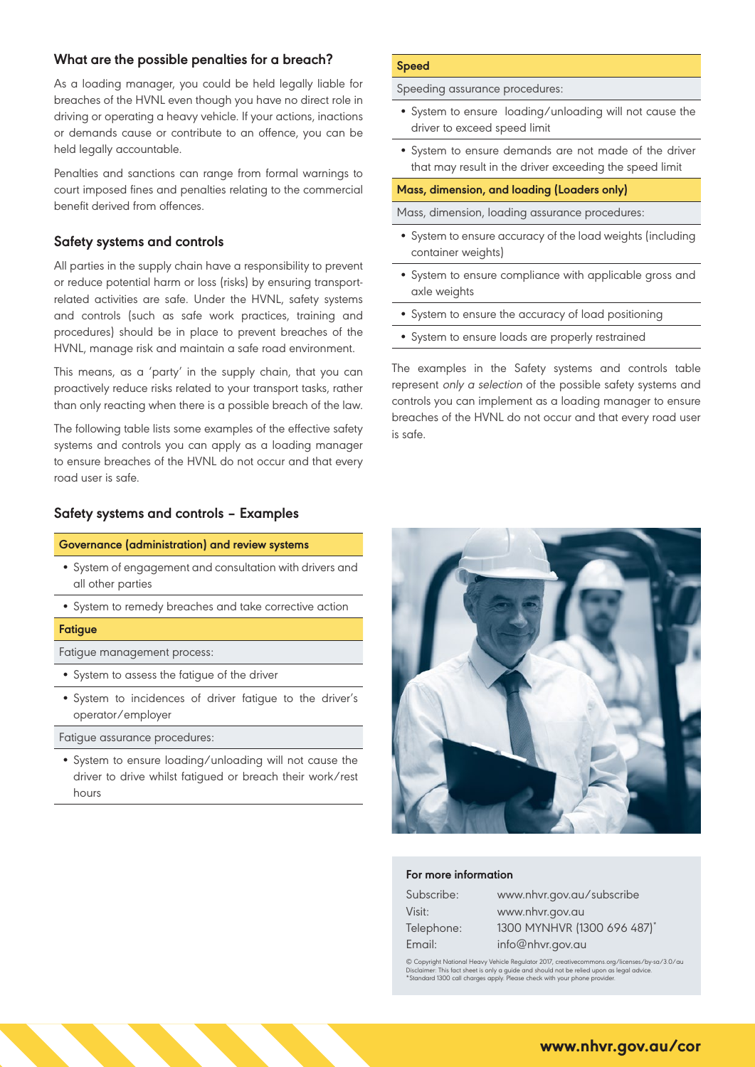## What are the possible penalties for a breach?

As a loading manager, you could be held legally liable for breaches of the HVNL even though you have no direct role in driving or operating a heavy vehicle. If your actions, inactions or demands cause or contribute to an offence, you can be held legally accountable.

Penalties and sanctions can range from formal warnings to court imposed fines and penalties relating to the commercial benefit derived from offences.

## Safety systems and controls

All parties in the supply chain have a responsibility to prevent or reduce potential harm or loss (risks) by ensuring transport-related activities are safe. Under the HVNL, safety systems and controls (such as safe work practices, training and procedures) should be in place to prevent breaches of the HVNL, manage risk and maintain a safe road environment.

This means, as a 'party' in the supply chain, that you can proactively reduce risks related to your transport tasks, rather than only reacting when there is a possible breach of the law.

The following table lists some examples of the effective safety systems and controls you can apply as a loading manager to ensure breaches of the HVNL do not occur and that every road user is safe.

## Safety systems and controls – Examples

| |
|---|
| **Governance (administration) and review systems** |
| • System of engagement and consultation with drivers and all other parties |
| • System to remedy breaches and take corrective action |
| **Fatigue** |
| Fatigue management process: |
| • System to assess the fatigue of the driver |
| • System to incidences of driver fatigue to the driver's operator/employer |
| Fatigue assurance procedures: |
| • System to ensure loading/unloading will not cause the driver to drive whilst fatigued or breach their work/rest hours |
| **Speed** |
| Speeding assurance procedures: |
| • System to ensure loading/unloading will not cause the driver to exceed speed limit |
| • System to ensure demands are not made of the driver that may result in the driver exceeding the speed limit |
| **Mass, dimension, and loading (Loaders only)** |
| Mass, dimension, loading assurance procedures: |
| • System to ensure accuracy of the load weights (including container weights) |
| • System to ensure compliance with applicable gross and axle weights |
| • System to ensure the accuracy of load positioning |
| • System to ensure loads are properly restrained |

The examples in the Safety systems and controls table represent *only a selection* of the possible safety systems and controls you can implement as a loading manager to ensure breaches of the HVNL do not occur and that every road user is safe.

### For more information

| | |
|---|---|
| Subscribe: | www.nhvr.gov.au/subscribe |
| Visit: | www.nhvr.gov.au |
| Telephone: | 1300 MYNHVR (1300 696 487)* |
| Email: | info@nhvr.gov.au |

© Copyright National Heavy Vehicle Regulator 2017, creativecommons.org/licenses/by-sa/3.0/au
Disclaimer: This fact sheet is only a guide and should not be relied upon as legal advice.
*Standard 1300 call charges apply. Please check with your phone provider.

**www.nhvr.gov.au/cor**